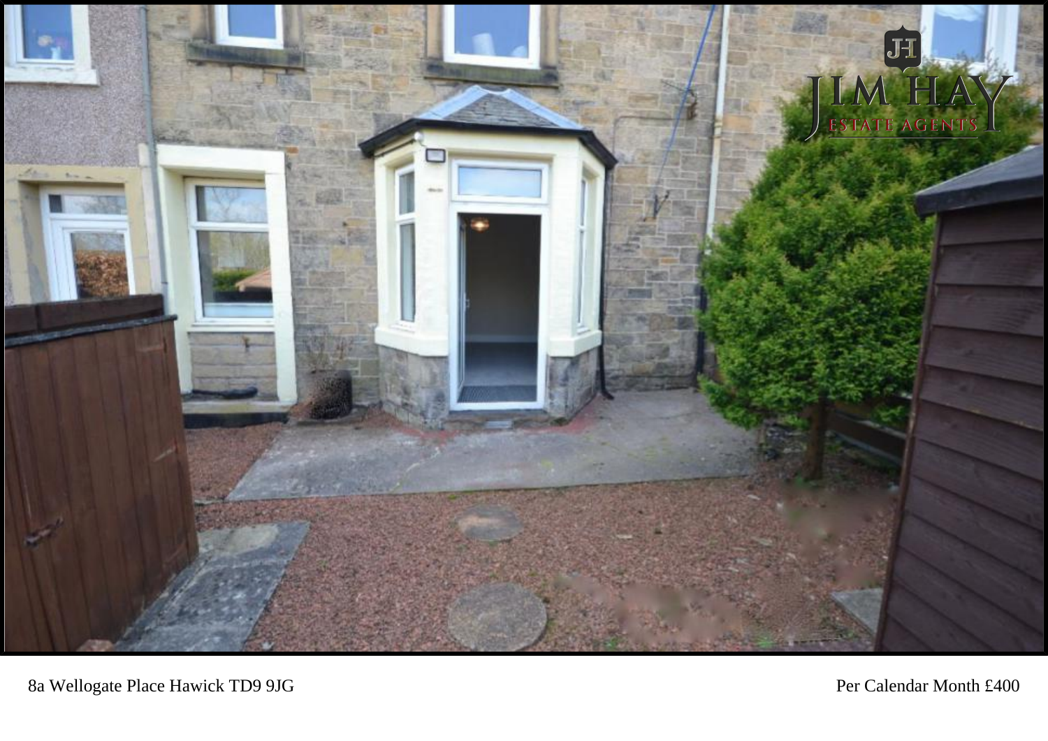8a Wellogate Place Hawick TD9 9JG

Per Calendar Month £400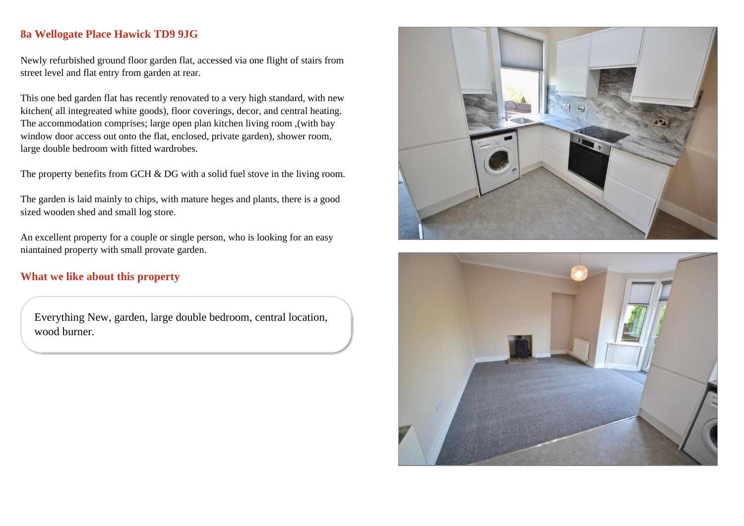## 8a Wellogate Place Hawick TD9 9JG

Newly refurbished ground floor garden flat, accessed via one flight of stairs from street level and flat entry from garden at rear.

This one bed garden flat has recently renovated to a very high standard, with new kitchen( all integreated white goods), floor coverings, decor, and central heating. The accommodation comprises; large open plan kitchen living room ,(with bay window door access out onto the flat, enclosed, private garden), shower room, large double bedroom with fitted wardrobes.

The property benefits from GCH & DG with a solid fuel stove in the living room.

The garden is laid mainly to chips, with mature heges and plants, there is a good sized wooden shed and small log store.

An excellent property for a couple or single person, who is looking for an easy niantained property with small provate garden.

## What we like about this property

Everything New, garden, large double bedroom, central location, wood burner.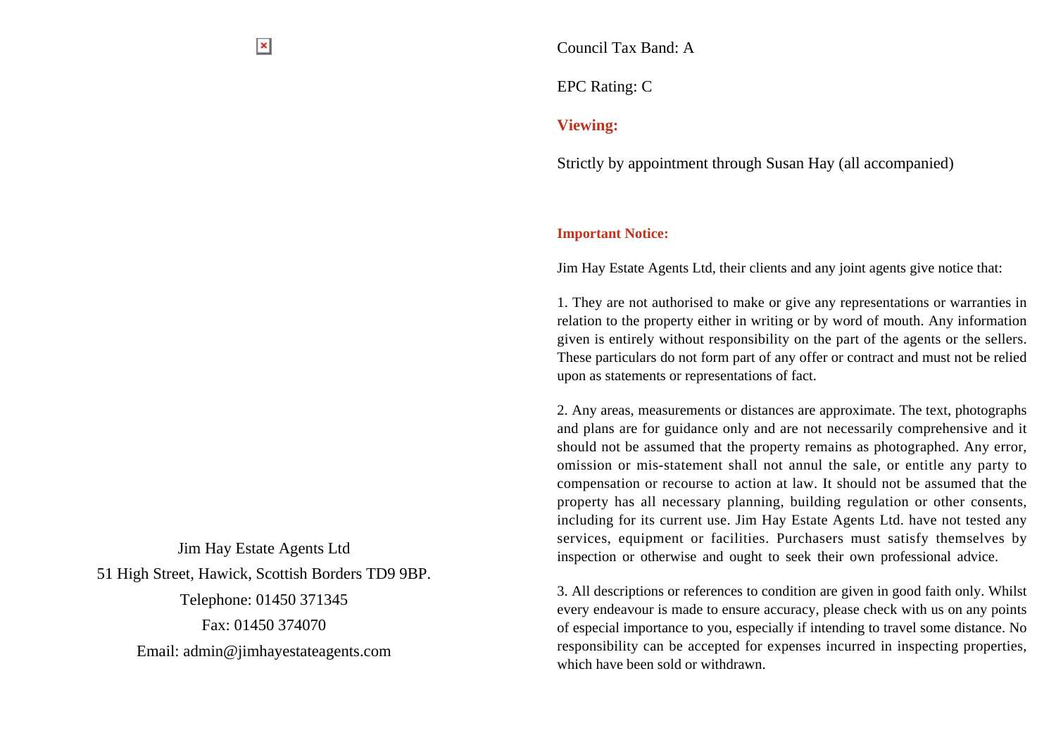Jim Hay Estate Agents Ltd

51 High Street, Hawick, Scottish Borders TD9 9BP.

Telephone: 01450 371345

Fax: 01450 374070

Email: admin@jimhayestateagents.com

Council Tax Band: A

EPC Rating: C

**Viewing:**

Strictly by appointment through Susan Hay (all accompanied)

**Important Notice:**

Jim Hay Estate Agents Ltd, their clients and any joint agents give notice that:

1. They are not authorised to make or give any representations or warranties in relation to the property either in writing or by word of mouth. Any information given is entirely without responsibility on the part of the agents or the sellers. These particulars do not form part of any offer or contract and must not be relied upon as statements or representations of fact.

2. Any areas, measurements or distances are approximate. The text, photographs and plans are for guidance only and are not necessarily comprehensive and it should not be assumed that the property remains as photographed. Any error, omission or mis-statement shall not annul the sale, or entitle any party to compensation or recourse to action at law. It should not be assumed that the property has all necessary planning, building regulation or other consents, including for its current use. Jim Hay Estate Agents Ltd. have not tested any services, equipment or facilities. Purchasers must satisfy themselves by inspection or otherwise and ought to seek their own professional advice.

3. All descriptions or references to condition are given in good faith only. Whilst every endeavour is made to ensure accuracy, please check with us on any points of especial importance to you, especially if intending to travel some distance. No responsibility can be accepted for expenses incurred in inspecting properties, which have been sold or withdrawn.